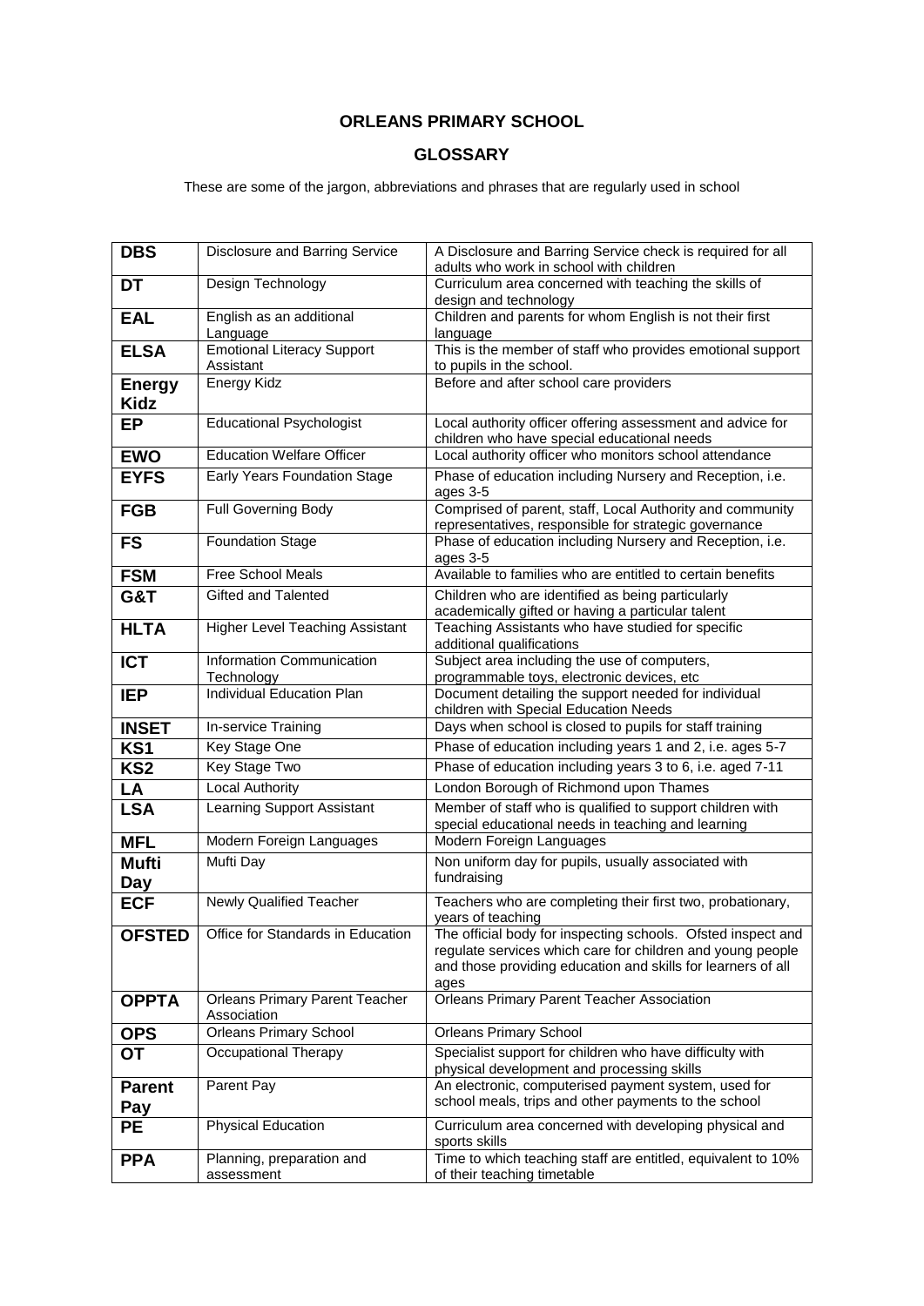# ORLEANS PRIMARY SCHOOL

## GLOSSARY

These are some of the jargon, abbreviations and phrases that are regularly used in school

| | | |
|---|---|---|
| **DBS** | Disclosure and Barring Service | A Disclosure and Barring Service check is required for all adults who work in school with children |
| **DT** | Design Technology | Curriculum area concerned with teaching the skills of design and technology |
| **EAL** | English as an additional Language | Children and parents for whom English is not their first language |
| **ELSA** | Emotional Literacy Support Assistant | This is the member of staff who provides emotional support to pupils in the school. |
| **Energy Kidz** | Energy Kidz | Before and after school care providers |
| **EP** | Educational Psychologist | Local authority officer offering assessment and advice for children who have special educational needs |
| **EWO** | Education Welfare Officer | Local authority officer who monitors school attendance |
| **EYFS** | Early Years Foundation Stage | Phase of education including Nursery and Reception, i.e. ages 3-5 |
| **FGB** | Full Governing Body | Comprised of parent, staff, Local Authority and community representatives, responsible for strategic governance |
| **FS** | Foundation Stage | Phase of education including Nursery and Reception, i.e. ages 3-5 |
| **FSM** | Free School Meals | Available to families who are entitled to certain benefits |
| **G&T** | Gifted and Talented | Children who are identified as being particularly academically gifted or having a particular talent |
| **HLTA** | Higher Level Teaching Assistant | Teaching Assistants who have studied for specific additional qualifications |
| **ICT** | Information Communication Technology | Subject area including the use of computers, programmable toys, electronic devices, etc |
| **IEP** | Individual Education Plan | Document detailing the support needed for individual children with Special Education Needs |
| **INSET** | In-service Training | Days when school is closed to pupils for staff training |
| **KS1** | Key Stage One | Phase of education including years 1 and 2, i.e. ages 5-7 |
| **KS2** | Key Stage Two | Phase of education including years 3 to 6, i.e. aged 7-11 |
| **LA** | Local Authority | London Borough of Richmond upon Thames |
| **LSA** | Learning Support Assistant | Member of staff who is qualified to support children with special educational needs in teaching and learning |
| **MFL** | Modern Foreign Languages | Modern Foreign Languages |
| **Mufti Day** | Mufti Day | Non uniform day for pupils, usually associated with fundraising |
| **ECF** | Newly Qualified Teacher | Teachers who are completing their first two, probationary, years of teaching |
| **OFSTED** | Office for Standards in Education | The official body for inspecting schools. Ofsted inspect and regulate services which care for children and young people and those providing education and skills for learners of all ages |
| **OPPTA** | Orleans Primary Parent Teacher Association | Orleans Primary Parent Teacher Association |
| **OPS** | Orleans Primary School | Orleans Primary School |
| **OT** | Occupational Therapy | Specialist support for children who have difficulty with physical development and processing skills |
| **Parent Pay** | Parent Pay | An electronic, computerised payment system, used for school meals, trips and other payments to the school |
| **PE** | Physical Education | Curriculum area concerned with developing physical and sports skills |
| **PPA** | Planning, preparation and assessment | Time to which teaching staff are entitled, equivalent to 10% of their teaching timetable |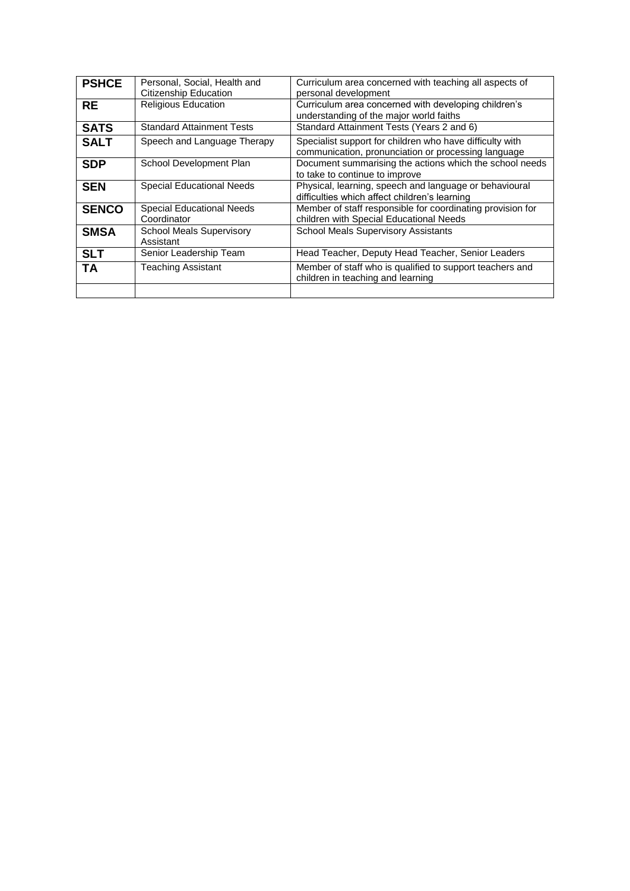| | | |
|---|---|---|
| **PSHCE** | Personal, Social, Health and Citizenship Education | Curriculum area concerned with teaching all aspects of personal development |
| **RE** | Religious Education | Curriculum area concerned with developing children's understanding of the major world faiths |
| **SATS** | Standard Attainment Tests | Standard Attainment Tests (Years 2 and 6) |
| **SALT** | Speech and Language Therapy | Specialist support for children who have difficulty with communication, pronunciation or processing language |
| **SDP** | School Development Plan | Document summarising the actions which the school needs to take to continue to improve |
| **SEN** | Special Educational Needs | Physical, learning, speech and language or behavioural difficulties which affect children's learning |
| **SENCO** | Special Educational Needs Coordinator | Member of staff responsible for coordinating provision for children with Special Educational Needs |
| **SMSA** | School Meals Supervisory Assistant | School Meals Supervisory Assistants |
| **SLT** | Senior Leadership Team | Head Teacher, Deputy Head Teacher, Senior Leaders |
| **TA** | Teaching Assistant | Member of staff who is qualified to support teachers and children in teaching and learning |
| | | |